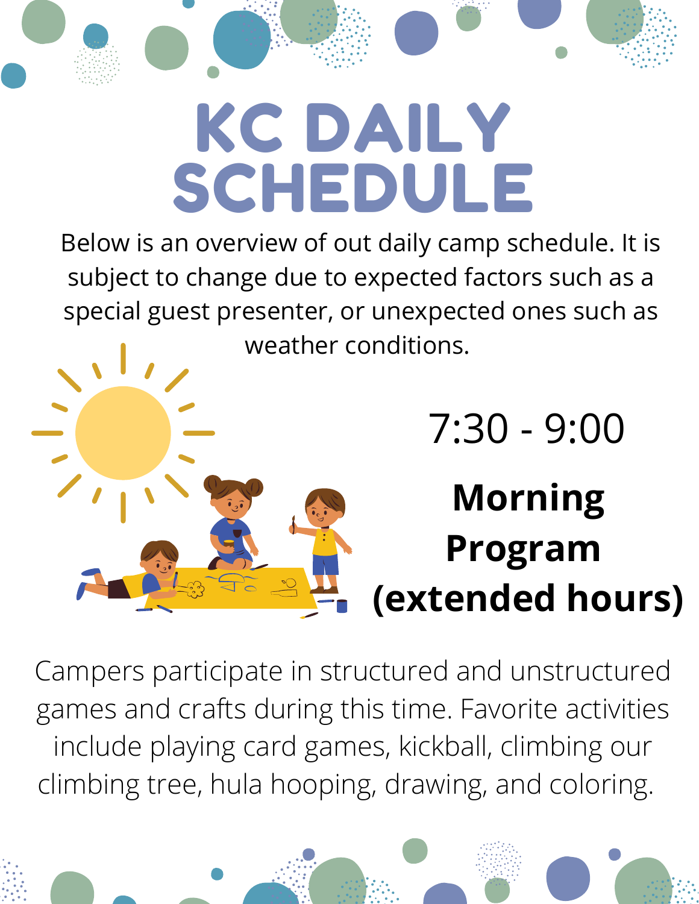# KC DAILY SCHEDULE

Below is an overview of out daily camp schedule. It is subject to change due to expected factors such as a special guest presenter, or unexpected ones such as weather conditions.

7:30 - 9:00

**Morning Program (extended hours)**

Campers participate in structured and unstructured games and crafts during this time. Favorite activities include playing card games, kickball, climbing our climbing tree, hula hooping, drawing, and coloring.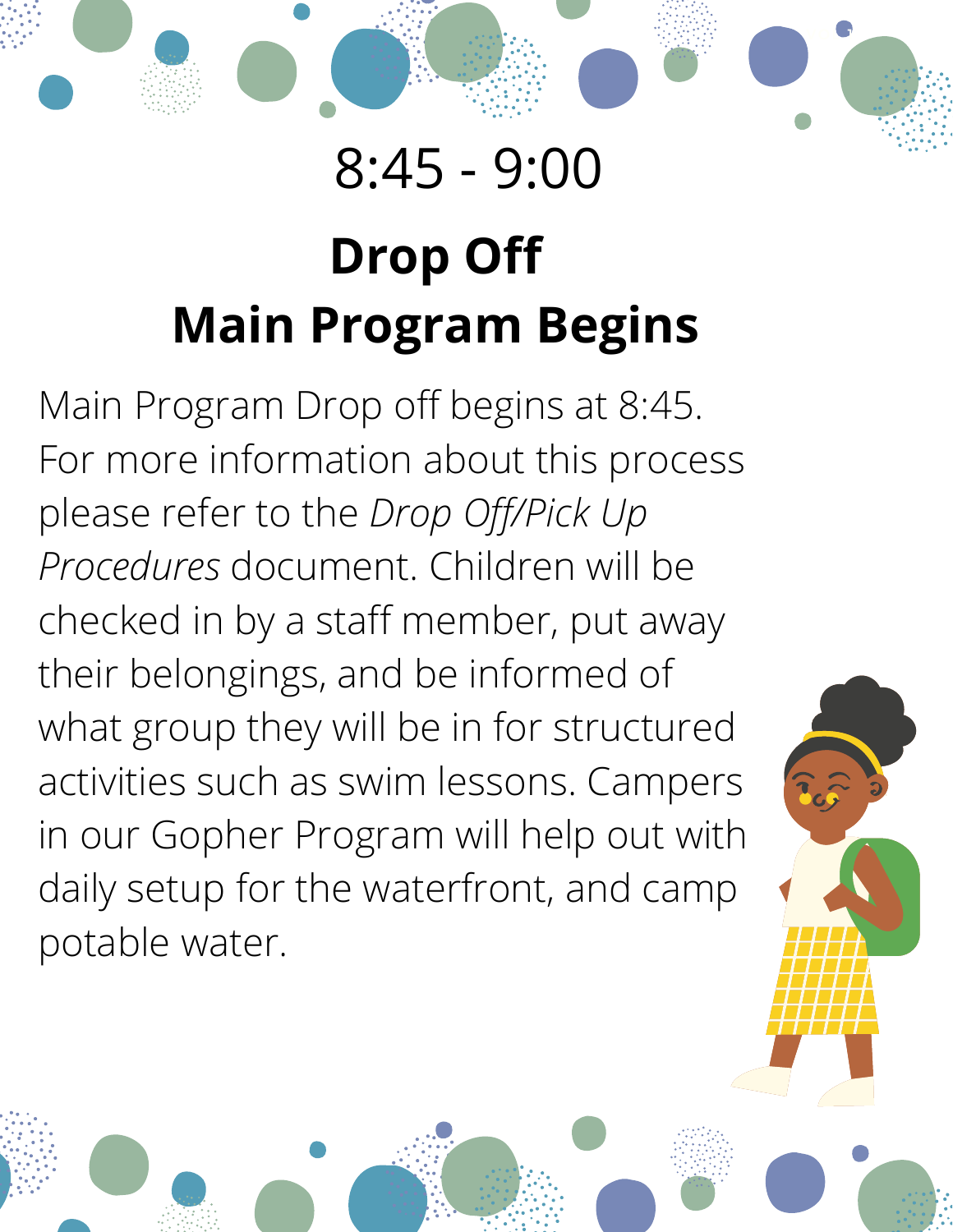# 8:45 - 9:00

## Drop Off
## Main Program Begins

Main Program Drop off begins at 8:45. For more information about this process please refer to the *Drop Off/Pick Up Procedures* document. Children will be checked in by a staff member, put away their belongings, and be informed of what group they will be in for structured activities such as swim lessons. Campers in our Gopher Program will help out with daily setup for the waterfront, and camp potable water.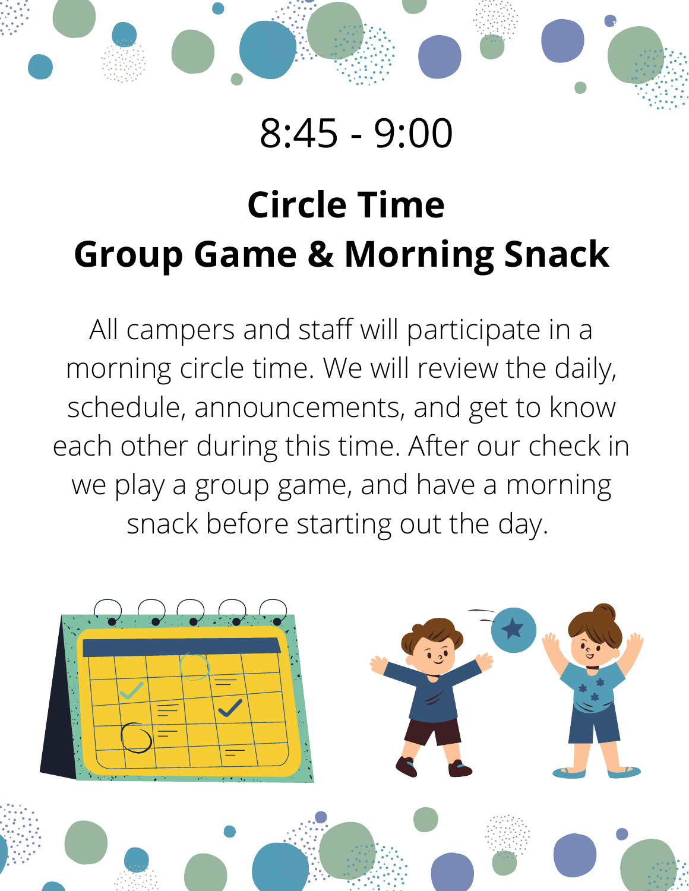# 8:45 - 9:00

## Circle Time

## Group Game & Morning Snack

All campers and staff will participate in a morning circle time. We will review the daily, schedule, announcements, and get to know each other during this time. After our check in we play a group game, and have a morning snack before starting out the day.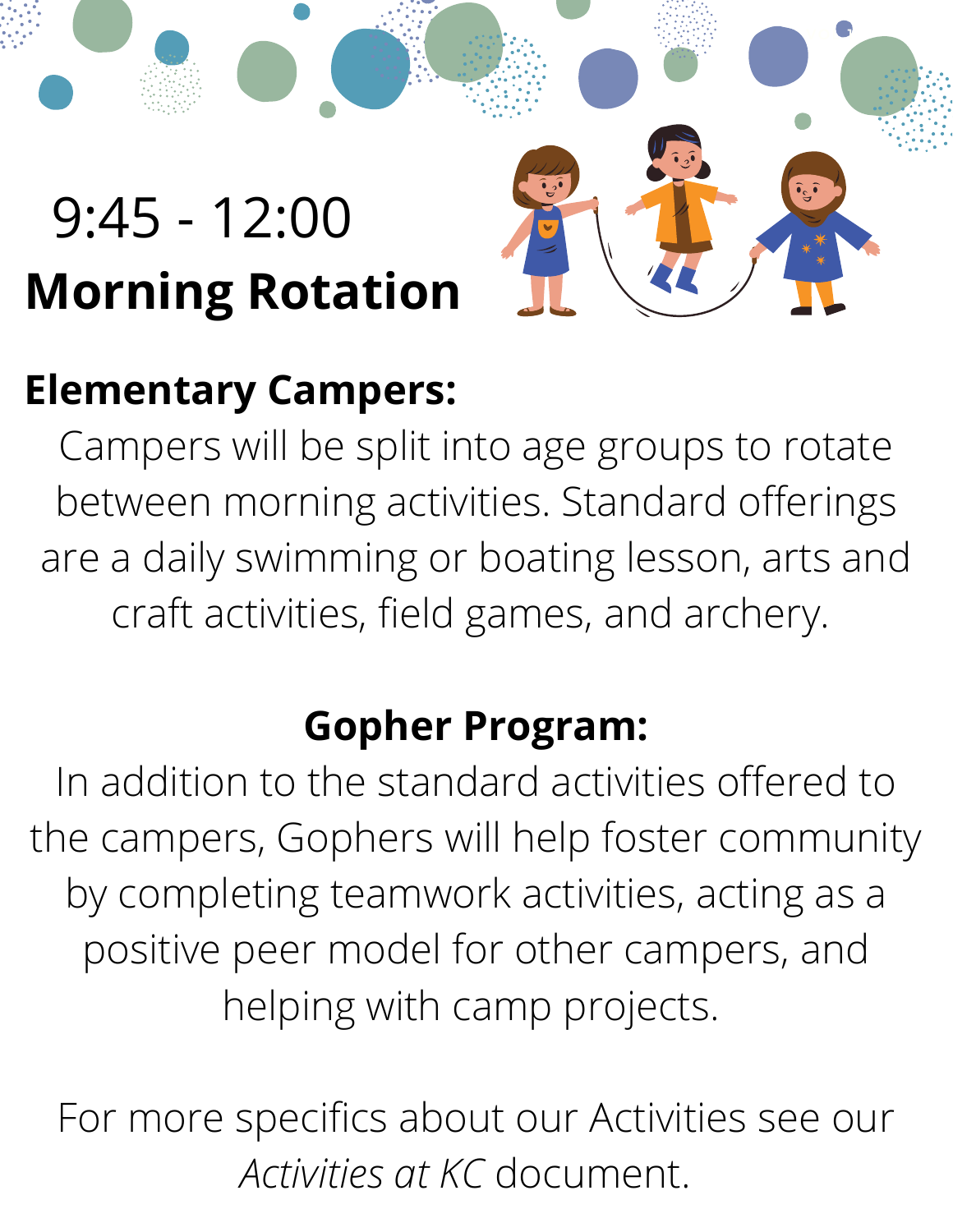# 9:45 - 12:00

# Morning Rotation

**Elementary Campers:**

Campers will be split into age groups to rotate between morning activities. Standard offerings are a daily swimming or boating lesson, arts and craft activities, field games, and archery.

**Gopher Program:**

In addition to the standard activities offered to the campers, Gophers will help foster community by completing teamwork activities, acting as a positive peer model for other campers, and helping with camp projects.

For more specifics about our Activities see our *Activities at KC* document.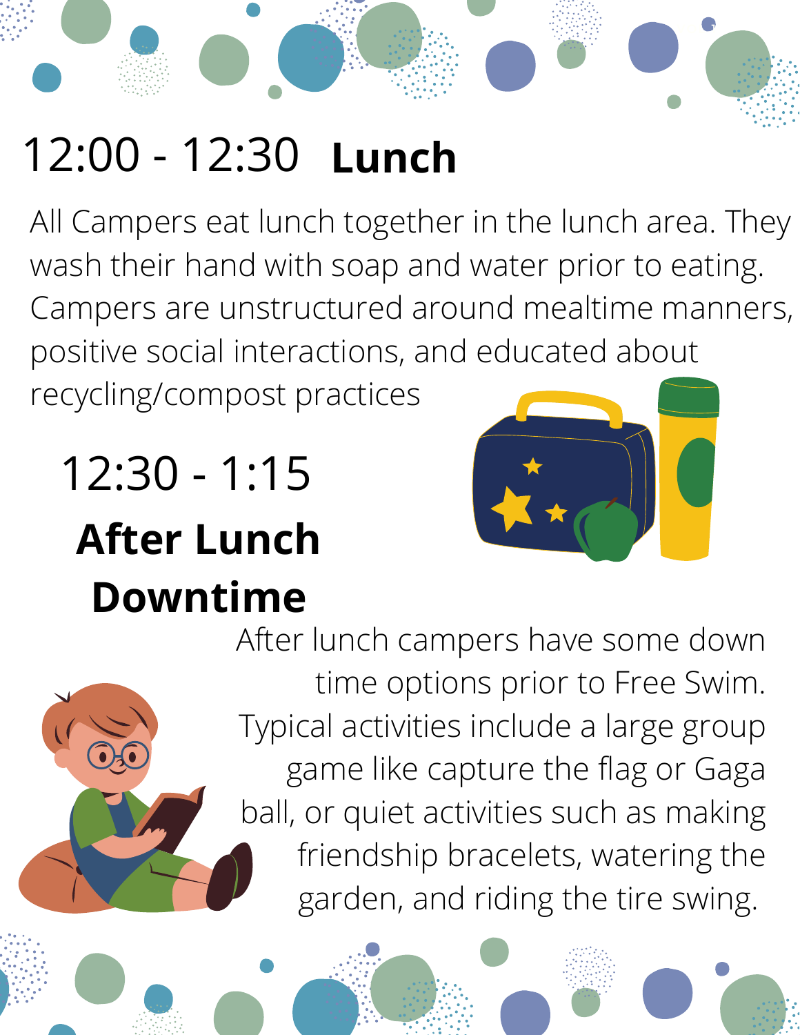## 12:00 - 12:30 **Lunch**

All Campers eat lunch together in the lunch area. They wash their hand with soap and water prior to eating. Campers are unstructured around mealtime manners, positive social interactions, and educated about recycling/compost practices

## 12:30 - 1:15 **After Lunch Downtime**

After lunch campers have some down time options prior to Free Swim. Typical activities include a large group game like capture the flag or Gaga ball, or quiet activities such as making friendship bracelets, watering the garden, and riding the tire swing.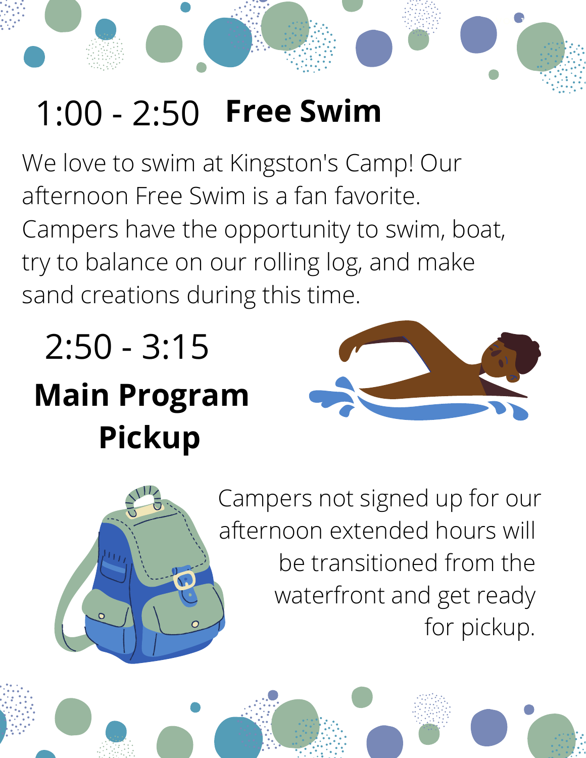## 1:00 - 2:50 **Free Swim**

We love to swim at Kingston's Camp! Our afternoon Free Swim is a fan favorite. Campers have the opportunity to swim, boat, try to balance on our rolling log, and make sand creations during this time.

## 2:50 - 3:15 **Main Program Pickup**

Campers not signed up for our afternoon extended hours will be transitioned from the waterfront and get ready for pickup.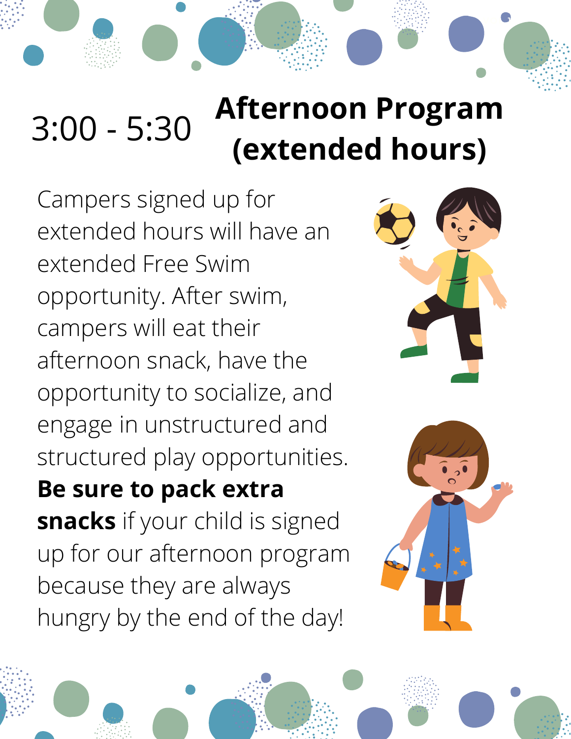## 3:00 - 5:30 **Afternoon Program (extended hours)**

Campers signed up for extended hours will have an extended Free Swim opportunity. After swim, campers will eat their afternoon snack, have the opportunity to socialize, and engage in unstructured and structured play opportunities. **Be sure to pack extra snacks** if your child is signed up for our afternoon program because they are always hungry by the end of the day!